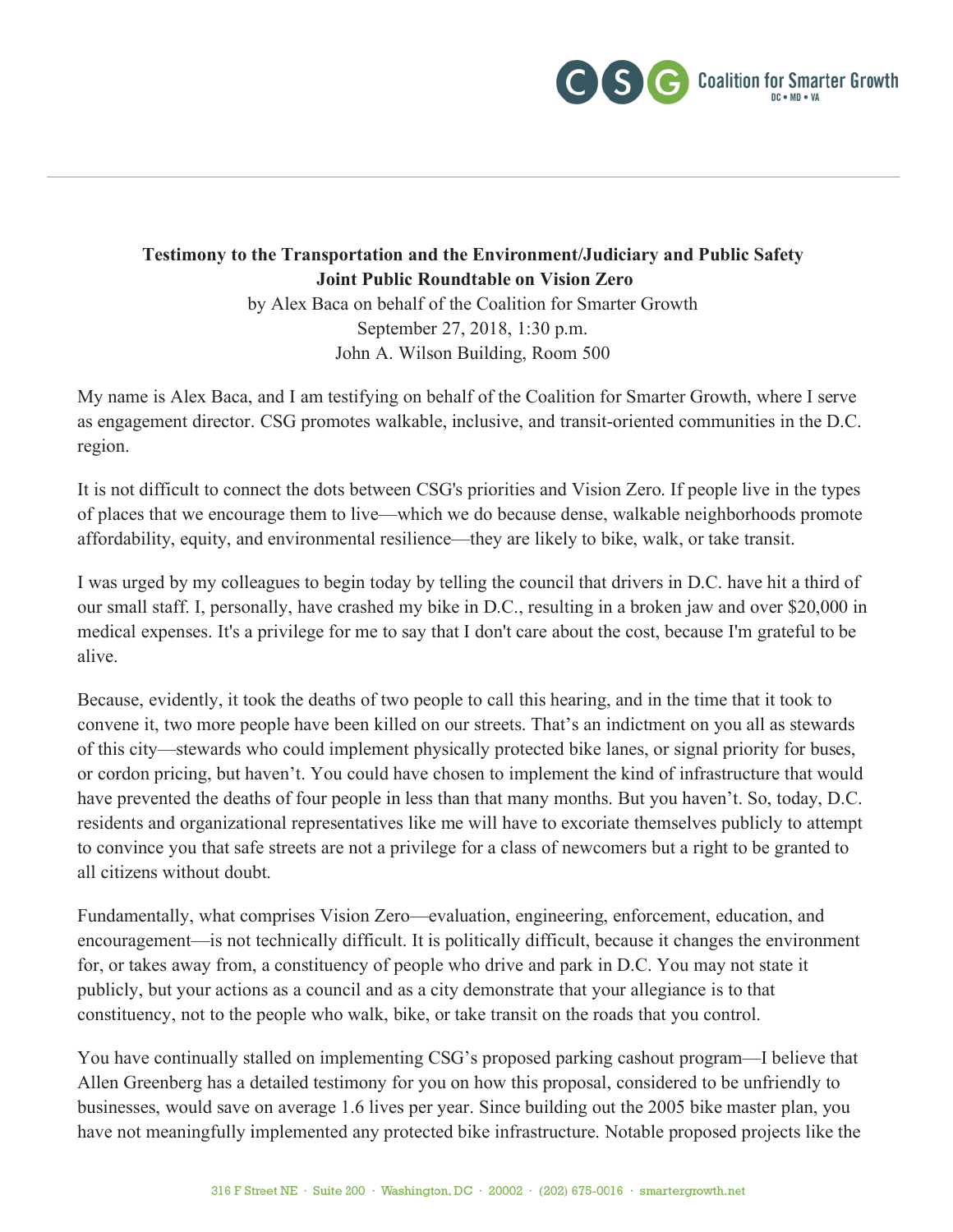**Testimony to the Transportation and the Environment/Judiciary and Public Safety Joint Public Roundtable on Vision Zero**

by Alex Baca on behalf of the Coalition for Smarter Growth
September 27, 2018, 1:30 p.m.
John A. Wilson Building, Room 500

My name is Alex Baca, and I am testifying on behalf of the Coalition for Smarter Growth, where I serve as engagement director. CSG promotes walkable, inclusive, and transit-oriented communities in the D.C. region.

It is not difficult to connect the dots between CSG's priorities and Vision Zero. If people live in the types of places that we encourage them to live—which we do because dense, walkable neighborhoods promote affordability, equity, and environmental resilience—they are likely to bike, walk, or take transit.

I was urged by my colleagues to begin today by telling the council that drivers in D.C. have hit a third of our small staff. I, personally, have crashed my bike in D.C., resulting in a broken jaw and over $20,000 in medical expenses. It's a privilege for me to say that I don't care about the cost, because I'm grateful to be alive.

Because, evidently, it took the deaths of two people to call this hearing, and in the time that it took to convene it, two more people have been killed on our streets. That's an indictment on you all as stewards of this city—stewards who could implement physically protected bike lanes, or signal priority for buses, or cordon pricing, but haven't. You could have chosen to implement the kind of infrastructure that would have prevented the deaths of four people in less than that many months. But you haven't. So, today, D.C. residents and organizational representatives like me will have to excoriate themselves publicly to attempt to convince you that safe streets are not a privilege for a class of newcomers but a right to be granted to all citizens without doubt.

Fundamentally, what comprises Vision Zero—evaluation, engineering, enforcement, education, and encouragement—is not technically difficult. It is politically difficult, because it changes the environment for, or takes away from, a constituency of people who drive and park in D.C. You may not state it publicly, but your actions as a council and as a city demonstrate that your allegiance is to that constituency, not to the people who walk, bike, or take transit on the roads that you control.

You have continually stalled on implementing CSG's proposed parking cashout program—I believe that Allen Greenberg has a detailed testimony for you on how this proposal, considered to be unfriendly to businesses, would save on average 1.6 lives per year. Since building out the 2005 bike master plan, you have not meaningfully implemented any protected bike infrastructure. Notable proposed projects like the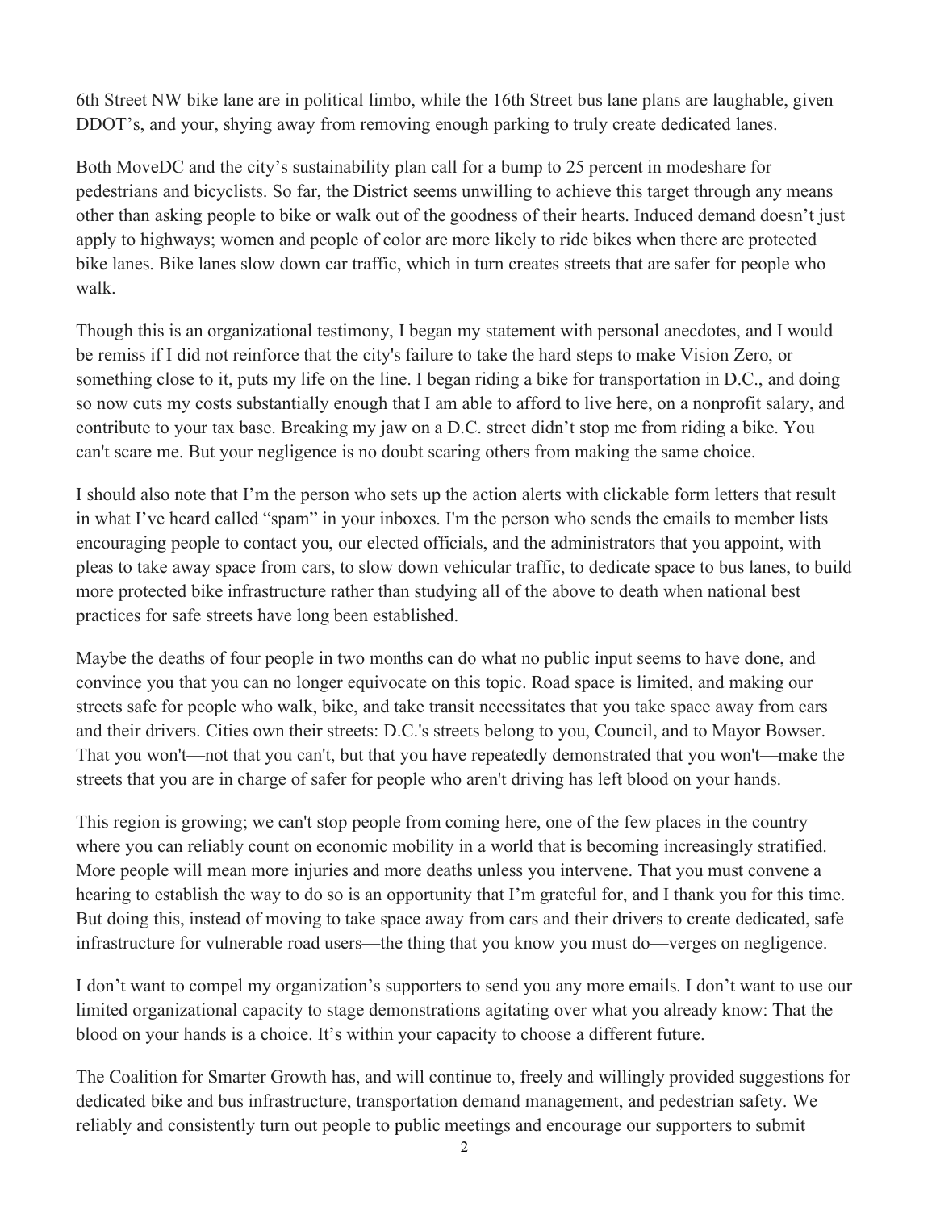6th Street NW bike lane are in political limbo, while the 16th Street bus lane plans are laughable, given DDOT's, and your, shying away from removing enough parking to truly create dedicated lanes.

Both MoveDC and the city's sustainability plan call for a bump to 25 percent in modeshare for pedestrians and bicyclists. So far, the District seems unwilling to achieve this target through any means other than asking people to bike or walk out of the goodness of their hearts. Induced demand doesn't just apply to highways; women and people of color are more likely to ride bikes when there are protected bike lanes. Bike lanes slow down car traffic, which in turn creates streets that are safer for people who walk.

Though this is an organizational testimony, I began my statement with personal anecdotes, and I would be remiss if I did not reinforce that the city's failure to take the hard steps to make Vision Zero, or something close to it, puts my life on the line. I began riding a bike for transportation in D.C., and doing so now cuts my costs substantially enough that I am able to afford to live here, on a nonprofit salary, and contribute to your tax base. Breaking my jaw on a D.C. street didn't stop me from riding a bike. You can't scare me. But your negligence is no doubt scaring others from making the same choice.

I should also note that I'm the person who sets up the action alerts with clickable form letters that result in what I've heard called "spam" in your inboxes. I'm the person who sends the emails to member lists encouraging people to contact you, our elected officials, and the administrators that you appoint, with pleas to take away space from cars, to slow down vehicular traffic, to dedicate space to bus lanes, to build more protected bike infrastructure rather than studying all of the above to death when national best practices for safe streets have long been established.

Maybe the deaths of four people in two months can do what no public input seems to have done, and convince you that you can no longer equivocate on this topic. Road space is limited, and making our streets safe for people who walk, bike, and take transit necessitates that you take space away from cars and their drivers. Cities own their streets: D.C.'s streets belong to you, Council, and to Mayor Bowser. That you won't—not that you can't, but that you have repeatedly demonstrated that you won't—make the streets that you are in charge of safer for people who aren't driving has left blood on your hands.

This region is growing; we can't stop people from coming here, one of the few places in the country where you can reliably count on economic mobility in a world that is becoming increasingly stratified. More people will mean more injuries and more deaths unless you intervene. That you must convene a hearing to establish the way to do so is an opportunity that I'm grateful for, and I thank you for this time. But doing this, instead of moving to take space away from cars and their drivers to create dedicated, safe infrastructure for vulnerable road users—the thing that you know you must do—verges on negligence.

I don't want to compel my organization's supporters to send you any more emails. I don't want to use our limited organizational capacity to stage demonstrations agitating over what you already know: That the blood on your hands is a choice. It's within your capacity to choose a different future.

The Coalition for Smarter Growth has, and will continue to, freely and willingly provided suggestions for dedicated bike and bus infrastructure, transportation demand management, and pedestrian safety. We reliably and consistently turn out people to public meetings and encourage our supporters to submit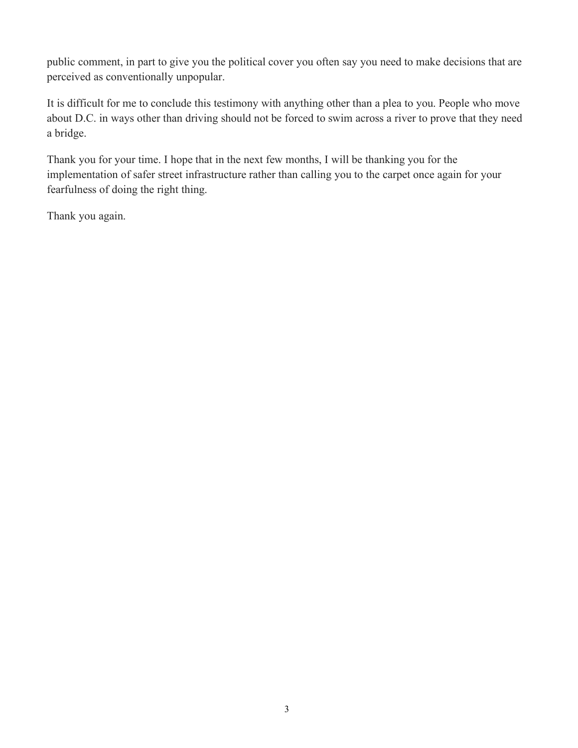public comment, in part to give you the political cover you often say you need to make decisions that are perceived as conventionally unpopular.

It is difficult for me to conclude this testimony with anything other than a plea to you. People who move about D.C. in ways other than driving should not be forced to swim across a river to prove that they need a bridge.

Thank you for your time. I hope that in the next few months, I will be thanking you for the implementation of safer street infrastructure rather than calling you to the carpet once again for your fearfulness of doing the right thing.

Thank you again.